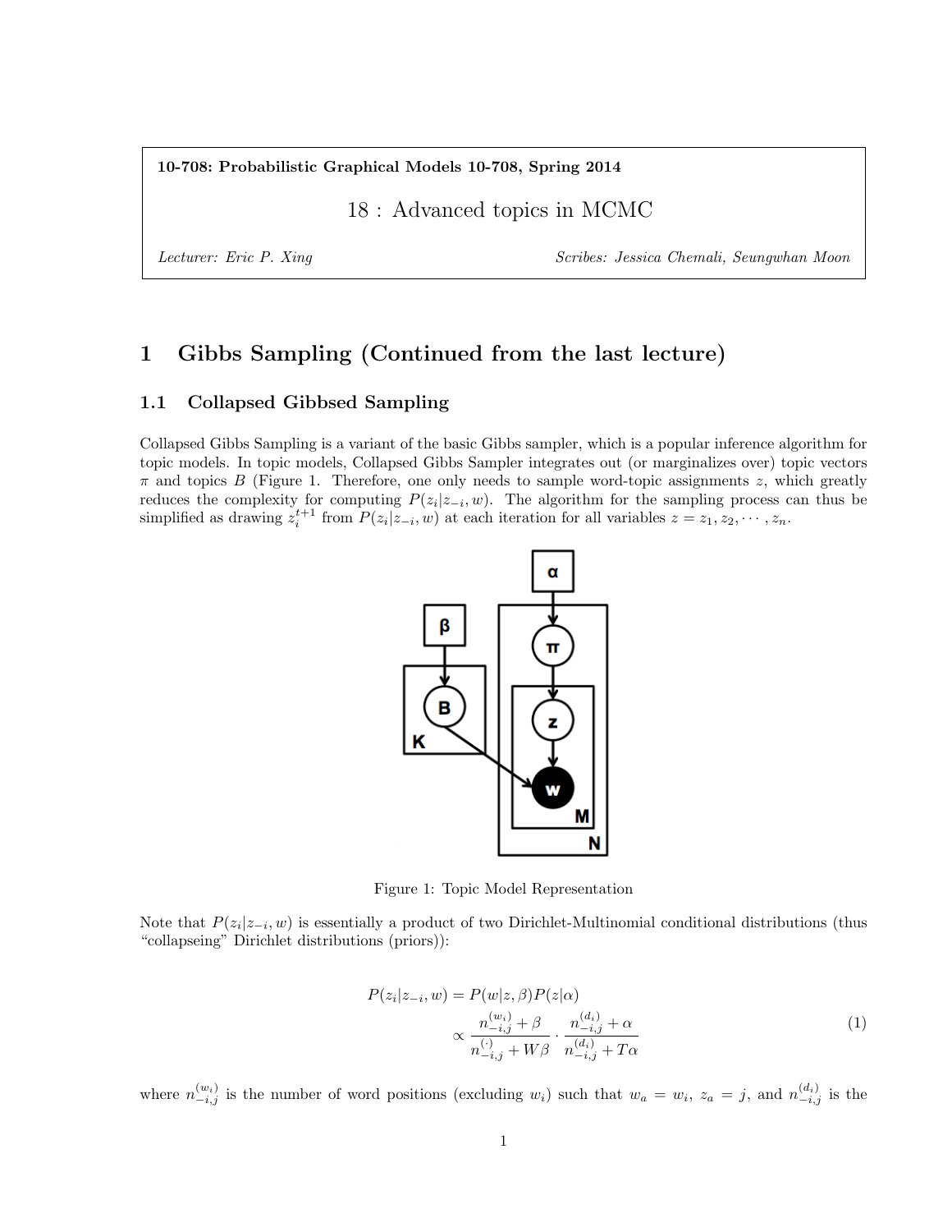**10-708: Probabilistic Graphical Models 10-708, Spring 2014**

# 18 : Advanced topics in MCMC

*Lecturer: Eric P. Xing* *Scribes: Jessica Chemali, Seungwhan Moon*

## 1 Gibbs Sampling (Continued from the last lecture)

### 1.1 Collapsed Gibbsed Sampling

Collapsed Gibbs Sampling is a variant of the basic Gibbs sampler, which is a popular inference algorithm for topic models. In topic models, Collapsed Gibbs Sampler integrates out (or marginalizes over) topic vectors $\pi$ and topics $B$ (Figure 1. Therefore, one only needs to sample word-topic assignments $z$, which greatly reduces the complexity for computing $P(z_i|z_{-i}, w)$. The algorithm for the sampling process can thus be simplified as drawing $z_i^{t+1}$ from $P(z_i|z_{-i}, w)$ at each iteration for all variables $z = z_1, z_2, \cdots, z_n$.

Figure 1: Topic Model Representation

Note that $P(z_i|z_{-i}, w)$ is essentially a product of two Dirichlet-Multinomial conditional distributions (thus "collapseing" Dirichlet distributions (priors)):

$$
\begin{aligned}
P(z_i|z_{-i}, w) &= P(w|z, \beta)P(z|\alpha) \\
&\propto \frac{n_{-i,j}^{(w_i)} + \beta}{n_{-i,j}^{(\cdot)} + W\beta} \cdot \frac{n_{-i,j}^{(d_i)} + \alpha}{n_{-i,j}^{(d_i)} + T\alpha}
\end{aligned}
\tag{1}
$$

where $n_{-i,j}^{(w_i)}$ is the number of word positions (excluding $w_i$) such that $w_a = w_i$, $z_a = j$, and $n_{-i,j}^{(d_i)}$ is the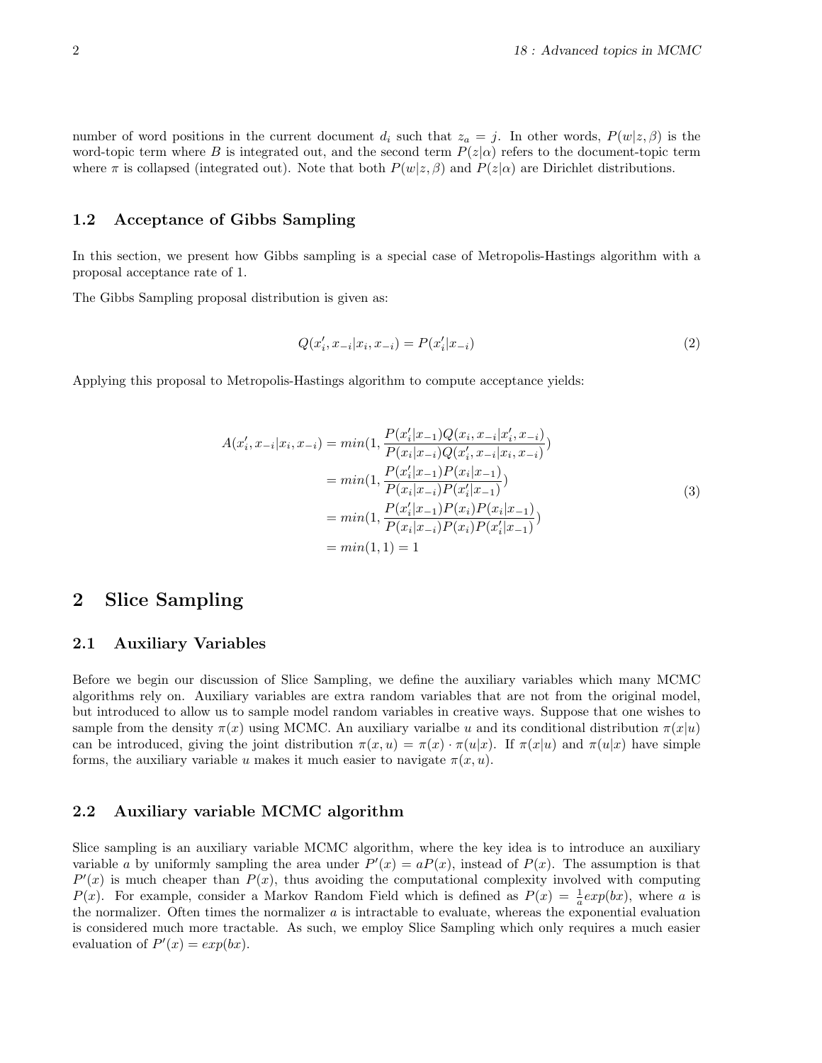number of word positions in the current document $d_i$ such that $z_a = j$. In other words, $P(w|z, \beta)$ is the word-topic term where $B$ is integrated out, and the second term $P(z|\alpha)$ refers to the document-topic term where $\pi$ is collapsed (integrated out). Note that both $P(w|z, \beta)$ and $P(z|\alpha)$ are Dirichlet distributions.

### 1.2 Acceptance of Gibbs Sampling

In this section, we present how Gibbs sampling is a special case of Metropolis-Hastings algorithm with a proposal acceptance rate of 1.

The Gibbs Sampling proposal distribution is given as:

$$Q(x_i', x_{-i}|x_i, x_{-i}) = P(x_i'|x_{-i}) \tag{2}$$

Applying this proposal to Metropolis-Hastings algorithm to compute acceptance yields:

$$\begin{aligned}
A(x_i', x_{-i}|x_i, x_{-i}) &= min(1, \frac{P(x_i'|x_{-1})Q(x_i, x_{-i}|x_i', x_{-i})}{P(x_i|x_{-i})Q(x_i', x_{-i}|x_i, x_{-i})}) \\
&= min(1, \frac{P(x_i'|x_{-1})P(x_i|x_{-1})}{P(x_i|x_{-i})P(x_i'|x_{-1})}) \\
&= min(1, \frac{P(x_i'|x_{-1})P(x_i)P(x_i|x_{-1})}{P(x_i|x_{-i})P(x_i)P(x_i'|x_{-1})}) \\
&= min(1, 1) = 1
\end{aligned} \tag{3}$$

## 2 Slice Sampling

### 2.1 Auxiliary Variables

Before we begin our discussion of Slice Sampling, we define the auxiliary variables which many MCMC algorithms rely on. Auxiliary variables are extra random variables that are not from the original model, but introduced to allow us to sample model random variables in creative ways. Suppose that one wishes to sample from the density $\pi(x)$ using MCMC. An auxiliary varialbe $u$ and its conditional distribution $\pi(x|u)$ can be introduced, giving the joint distribution $\pi(x, u) = \pi(x) \cdot \pi(u|x)$. If $\pi(x|u)$ and $\pi(u|x)$ have simple forms, the auxiliary variable $u$ makes it much easier to navigate $\pi(x, u)$.

### 2.2 Auxiliary variable MCMC algorithm

Slice sampling is an auxiliary variable MCMC algorithm, where the key idea is to introduce an auxiliary variable $a$ by uniformly sampling the area under $P'(x) = aP(x)$, instead of $P(x)$. The assumption is that $P'(x)$ is much cheaper than $P(x)$, thus avoiding the computational complexity involved with computing $P(x)$. For example, consider a Markov Random Field which is defined as $P(x) = \frac{1}{a}exp(bx)$, where $a$ is the normalizer. Often times the normalizer $a$ is intractable to evaluate, whereas the exponential evaluation is considered much more tractable. As such, we employ Slice Sampling which only requires a much easier evaluation of $P'(x) = exp(bx)$.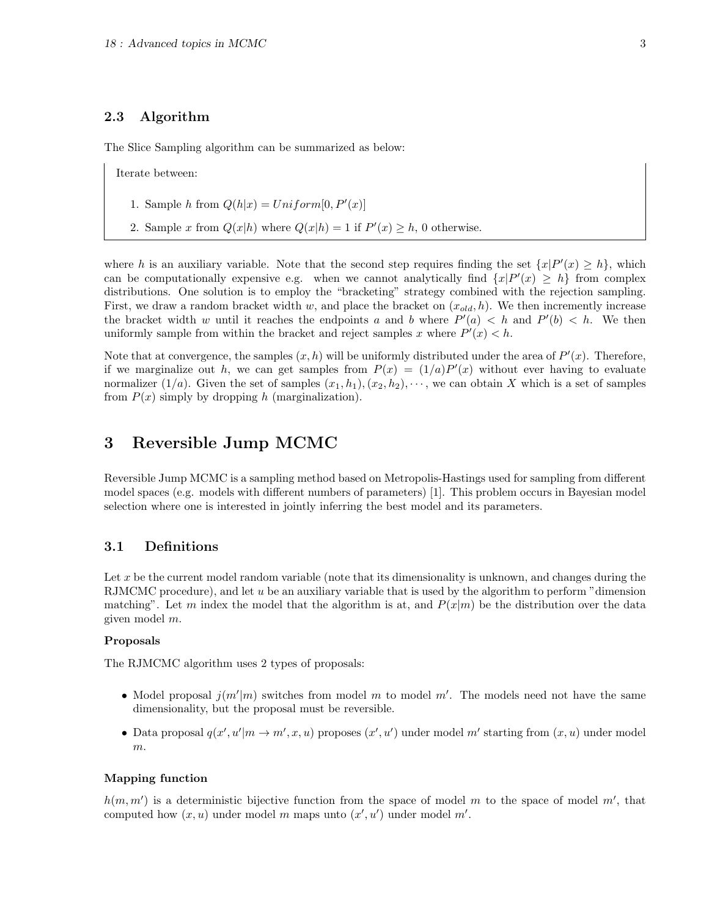### 2.3 Algorithm

The Slice Sampling algorithm can be summarized as below:

Iterate between:

1. Sample $h$ from $Q(h|x) = Uniform[0, P'(x)]$
2. Sample $x$ from $Q(x|h)$ where $Q(x|h) = 1$ if $P'(x) \geq h$, 0 otherwise.

where $h$ is an auxiliary variable. Note that the second step requires finding the set $\{x|P'(x) \geq h\}$, which can be computationally expensive e.g. when we cannot analytically find $\{x|P'(x) \geq h\}$ from complex distributions. One solution is to employ the "bracketing" strategy combined with the rejection sampling. First, we draw a random bracket width $w$, and place the bracket on $(x_{old}, h)$. We then incremently increase the bracket width $w$ until it reaches the endpoints $a$ and $b$ where $P'(a) < h$ and $P'(b) < h$. We then uniformly sample from within the bracket and reject samples $x$ where $P'(x) < h$.

Note that at convergence, the samples $(x, h)$ will be uniformly distributed under the area of $P'(x)$. Therefore, if we marginalize out $h$, we can get samples from $P(x) = (1/a)P'(x)$ without ever having to evaluate normalizer $(1/a)$. Given the set of samples $(x_1, h_1), (x_2, h_2), \cdots$, we can obtain $X$ which is a set of samples from $P(x)$ simply by dropping $h$ (marginalization).

## 3 Reversible Jump MCMC

Reversible Jump MCMC is a sampling method based on Metropolis-Hastings used for sampling from different model spaces (e.g. models with different numbers of parameters) [1]. This problem occurs in Bayesian model selection where one is interested in jointly inferring the best model and its parameters.

### 3.1 Definitions

Let $x$ be the current model random variable (note that its dimensionality is unknown, and changes during the RJMCMC procedure), and let $u$ be an auxiliary variable that is used by the algorithm to perform "dimension matching". Let $m$ index the model that the algorithm is at, and $P(x|m)$ be the distribution over the data given model $m$.

**Proposals**

The RJMCMC algorithm uses 2 types of proposals:

- Model proposal $j(m'|m)$ switches from model $m$ to model $m'$. The models need not have the same dimensionality, but the proposal must be reversible.
- Data proposal $q(x', u'|m \to m', x, u)$ proposes $(x', u')$ under model $m'$ starting from $(x, u)$ under model $m$.

**Mapping function**

$h(m, m')$ is a deterministic bijective function from the space of model $m$ to the space of model $m'$, that computed how $(x, u)$ under model $m$ maps unto $(x', u')$ under model $m'$.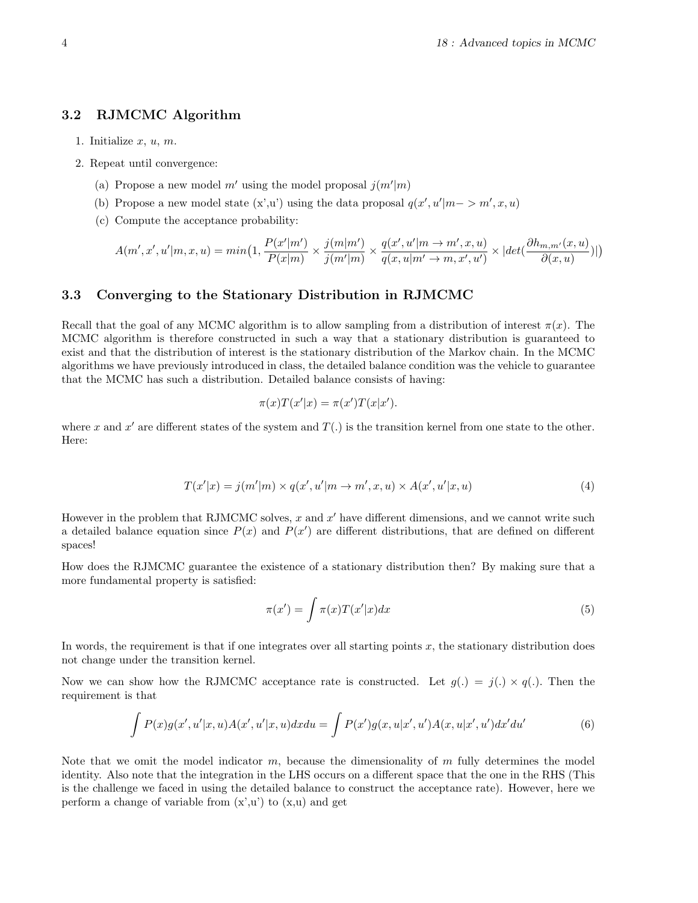### 3.2 RJMCMC Algorithm

1. Initialize $x$, $u$, $m$.
2. Repeat until convergence:
   (a) Propose a new model $m'$ using the model proposal $j(m'|m)$
   (b) Propose a new model state (x',u') using the data proposal $q(x', u'|m- > m', x, u)$
   (c) Compute the acceptance probability:

$$A(m', x', u'|m, x, u) = min\big(1, \frac{P(x'|m')}{P(x|m)} \times \frac{j(m|m')}{j(m'|m)} \times \frac{q(x', u'|m \to m', x, u)}{q(x, u|m' \to m, x', u')} \times |det(\frac{\partial h_{m,m'}(x, u)}{\partial (x, u)})|\big)$$

### 3.3 Converging to the Stationary Distribution in RJMCMC

Recall that the goal of any MCMC algorithm is to allow sampling from a distribution of interest $\pi(x)$. The MCMC algorithm is therefore constructed in such a way that a stationary distribution is guaranteed to exist and that the distribution of interest is the stationary distribution of the Markov chain. In the MCMC algorithms we have previously introduced in class, the detailed balance condition was the vehicle to guarantee that the MCMC has such a distribution. Detailed balance consists of having:

$$\pi(x)T(x'|x) = \pi(x')T(x|x').$$

where $x$ and $x'$ are different states of the system and $T(.)$ is the transition kernel from one state to the other. Here:

$$T(x'|x) = j(m'|m) \times q(x', u'|m \to m', x, u) \times A(x', u'|x, u) \tag{4}$$

However in the problem that RJMCMC solves, $x$ and $x'$ have different dimensions, and we cannot write such a detailed balance equation since $P(x)$ and $P(x')$ are different distributions, that are defined on different spaces!

How does the RJMCMC guarantee the existence of a stationary distribution then? By making sure that a more fundamental property is satisfied:

$$\pi(x') = \int \pi(x)T(x'|x)dx \tag{5}$$

In words, the requirement is that if one integrates over all starting points $x$, the stationary distribution does not change under the transition kernel.

Now we can show how the RJMCMC acceptance rate is constructed. Let $g(.) = j(.) \times q(.)$. Then the requirement is that

$$\int P(x)g(x', u'|x, u)A(x', u'|x, u)dxdu = \int P(x')g(x, u|x', u')A(x, u|x', u')dx'du' \tag{6}$$

Note that we omit the model indicator $m$, because the dimensionality of $m$ fully determines the model identity. Also note that the integration in the LHS occurs on a different space that the one in the RHS (This is the challenge we faced in using the detailed balance to construct the acceptance rate). However, here we perform a change of variable from (x',u') to (x,u) and get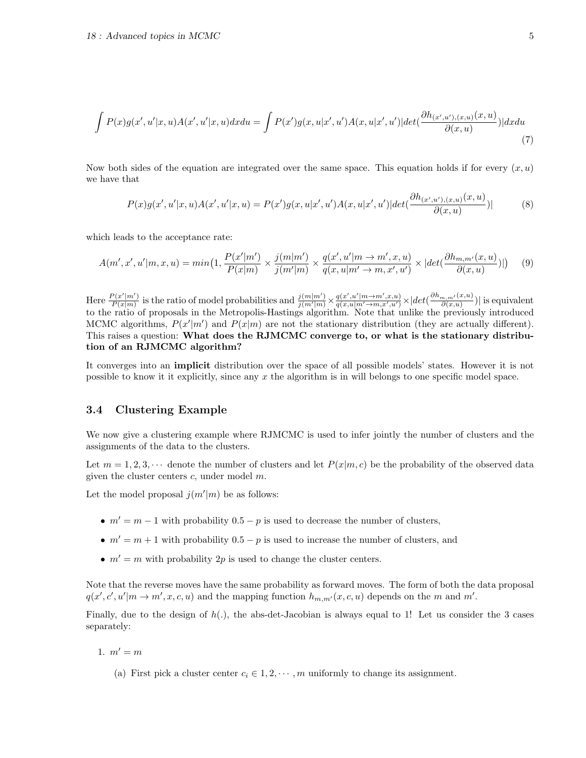$$\int P(x)g(x',u'|x,u)A(x',u'|x,u)dxdu = \int P(x')g(x,u|x',u')A(x,u|x',u')|det(\frac{\partial h_{(x',u'),(x,u)}(x,u)}{\partial(x,u)})|dxdu \tag{7}$$

Now both sides of the equation are integrated over the same space. This equation holds if for every $(x, u)$ we have that

$$P(x)g(x',u'|x,u)A(x',u'|x,u) = P(x')g(x,u|x',u')A(x,u|x',u')|det(\frac{\partial h_{(x',u'),(x,u)}(x,u)}{\partial(x,u)})| \tag{8}$$

which leads to the acceptance rate:

$$A(m',x',u'|m,x,u) = min\big(1, \frac{P(x'|m')}{P(x|m)} \times \frac{j(m|m')}{j(m'|m)} \times \frac{q(x',u'|m \to m',x,u)}{q(x,u|m' \to m,x',u')} \times |det(\frac{\partial h_{m,m'}(x,u)}{\partial(x,u)})|\big) \tag{9}$$

Here $\frac{P(x'|m')}{P(x|m)}$ is the ratio of model probabilities and $\frac{j(m|m')}{j(m'|m)} \times \frac{q(x',u'|m \to m',x,u)}{q(x,u|m' \to m,x',u')} \times |det(\frac{\partial h_{m,m'}(x,u)}{\partial(x,u)})|$ is equivalent to the ratio of proposals in the Metropolis-Hastings algorithm. Note that unlike the previously introduced MCMC algorithms, $P(x'|m')$ and $P(x|m)$ are not the stationary distribution (they are actually different). This raises a question: **What does the RJMCMC converge to, or what is the stationary distribution of an RJMCMC algorithm?**

It converges into an **implicit** distribution over the space of all possible models' states. However it is not possible to know it it explicitly, since any $x$ the algorithm is in will belongs to one specific model space.

### 3.4 Clustering Example

We now give a clustering example where RJMCMC is used to infer jointly the number of clusters and the assignments of the data to the clusters.

Let $m = 1, 2, 3, \cdots$ denote the number of clusters and let $P(x|m, c)$ be the probability of the observed data given the cluster centers $c$, under model $m$.

Let the model proposal $j(m'|m)$ be as follows:

- $m' = m - 1$ with probability $0.5 - p$ is used to decrease the number of clusters,
- $m' = m + 1$ with probability $0.5 - p$ is used to increase the number of clusters, and
- $m' = m$ with probability $2p$ is used to change the cluster centers.

Note that the reverse moves have the same probability as forward moves. The form of both the data proposal $q(x', c', u'|m \to m', x, c, u)$ and the mapping function $h_{m,m'}(x, c, u)$ depends on the $m$ and $m'$.

Finally, due to the design of $h(.)$, the abs-det-Jacobian is always equal to 1! Let us consider the 3 cases separately:

1. $m' = m$

   (a) First pick a cluster center $c_i \in 1, 2, \cdots, m$ uniformly to change its assignment.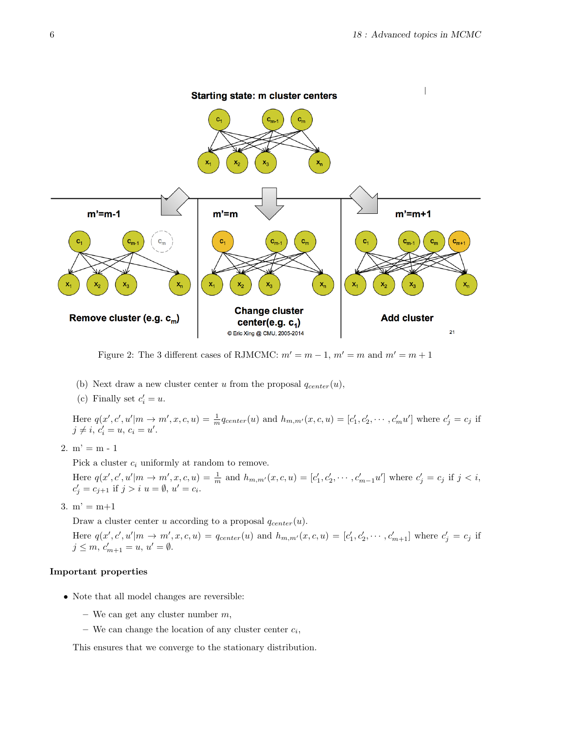Figure 2: The 3 different cases of RJMCMC: $m' = m - 1$, $m' = m$ and $m' = m + 1$

(b) Next draw a new cluster center $u$ from the proposal $q_{center}(u)$,

(c) Finally set $c'_i = u$.

Here $q(x', c', u'|m \to m', x, c, u) = \frac{1}{m} q_{center}(u)$ and $h_{m,m'}(x, c, u) = [c'_1, c'_2, \cdots, c'_m u']$ where $c'_j = c_j$ if $j \neq i$, $c'_i = u$, $c_i = u'$.

2. m' = m - 1

   Pick a cluster $c_i$ uniformly at random to remove.

   Here $q(x', c', u'|m \to m', x, c, u) = \frac{1}{m}$ and $h_{m,m'}(x, c, u) = [c'_1, c'_2, \cdots, c'_{m-1} u']$ where $c'_j = c_j$ if $j < i$, $c'_j = c_{j+1}$ if $j > i$ $u = \emptyset$, $u' = c_i$.

3. m' = m+1

   Draw a cluster center $u$ according to a proposal $q_{center}(u)$.

   Here $q(x', c', u'|m \to m', x, c, u) = q_{center}(u)$ and $h_{m,m'}(x, c, u) = [c'_1, c'_2, \cdots, c'_{m+1}]$ where $c'_j = c_j$ if $j \leq m$, $c'_{m+1} = u$, $u' = \emptyset$.

**Important properties**

- Note that all model changes are reversible:
  - We can get any cluster number $m$,
  - We can change the location of any cluster center $c_i$,

  This ensures that we converge to the stationary distribution.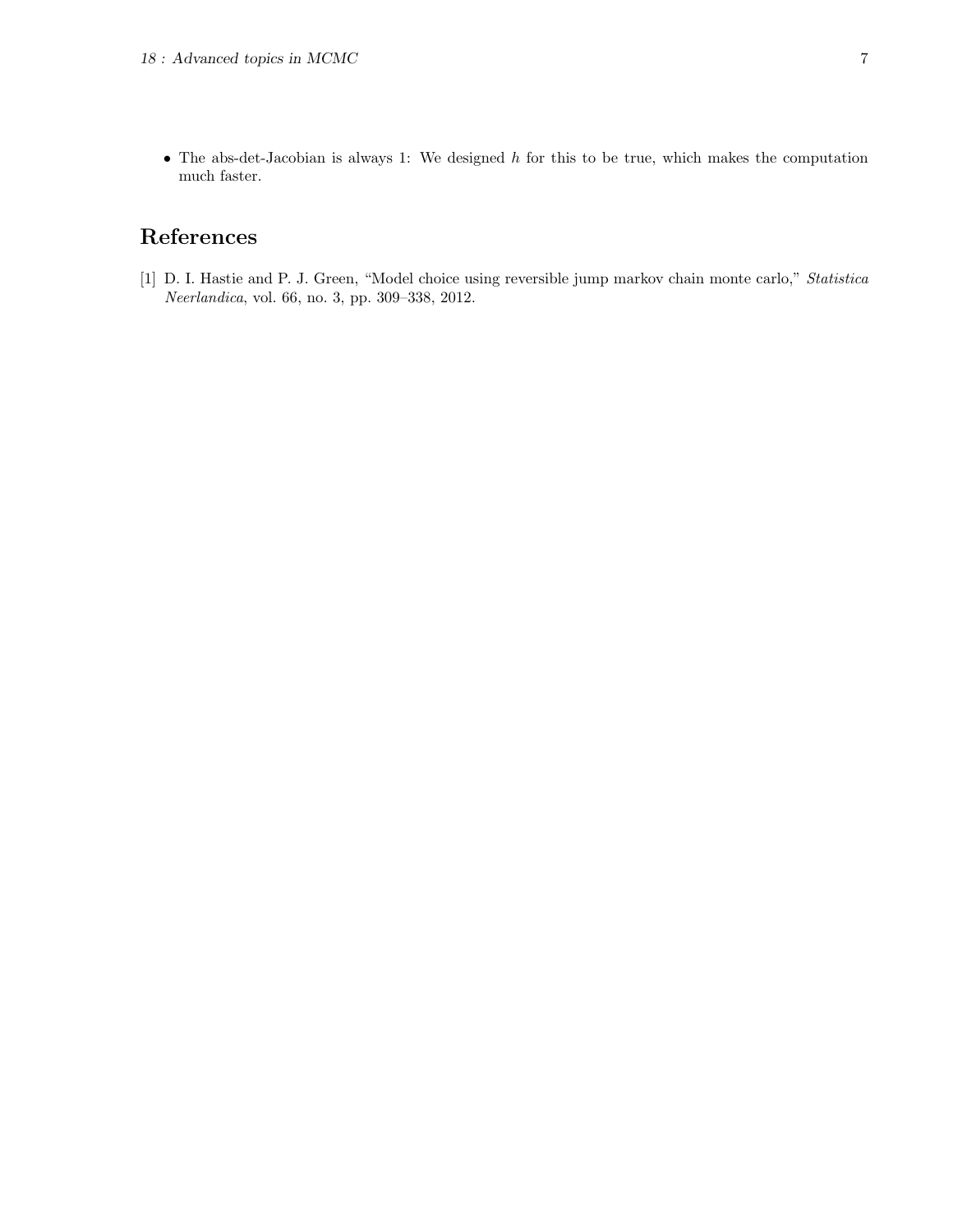- The abs-det-Jacobian is always 1: We designed $h$ for this to be true, which makes the computation much faster.

## References

[1] D. I. Hastie and P. J. Green, "Model choice using reversible jump markov chain monte carlo," *Statistica Neerlandica*, vol. 66, no. 3, pp. 309–338, 2012.